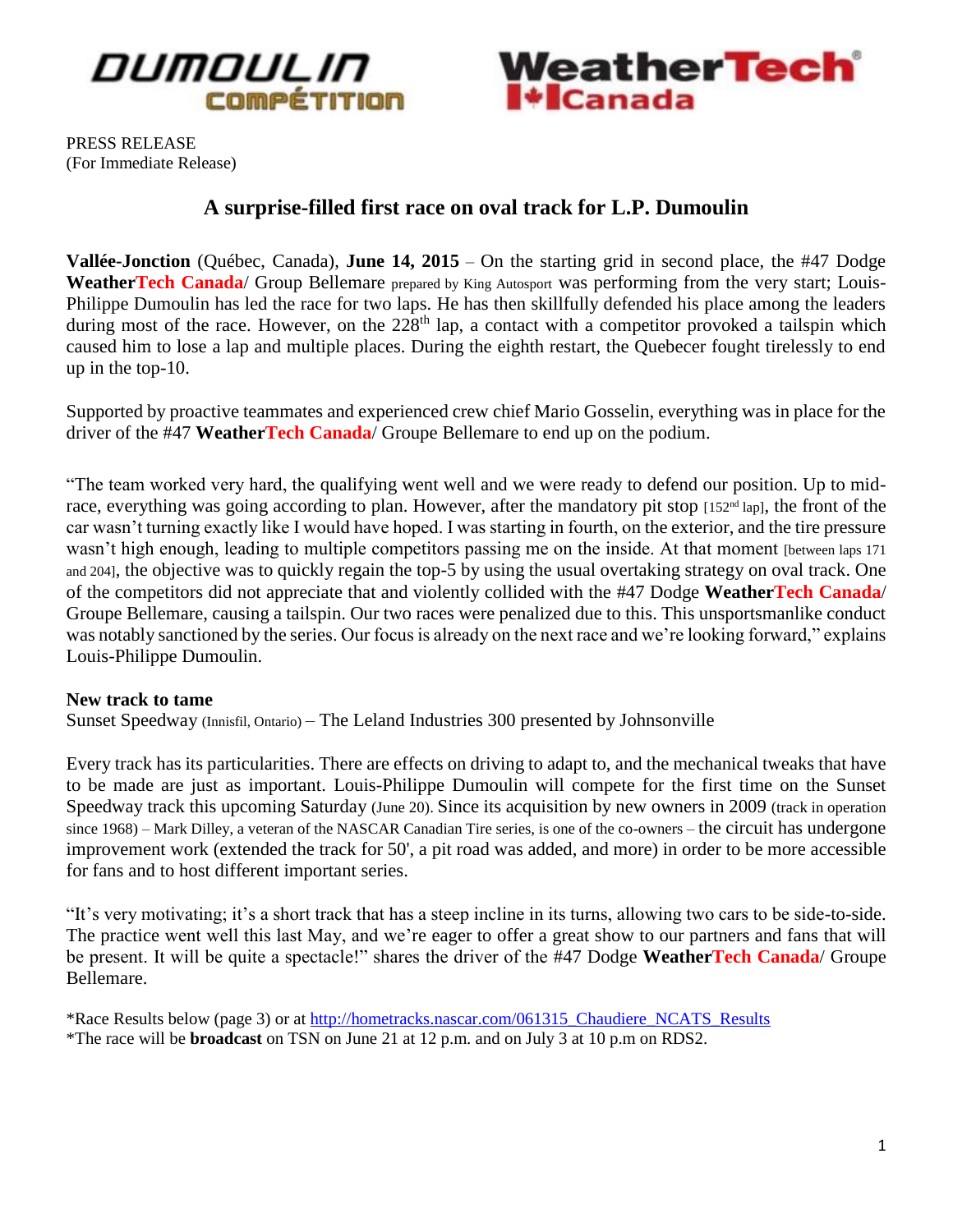DUMOULIN COMPÉTITION

WeatherTech Canada

PRESS RELEASE
(For Immediate Release)

## A surprise-filled first race on oval track for L.P. Dumoulin

**Vallée-Jonction** (Québec, Canada), **June 14, 2015** – On the starting grid in second place, the #47 Dodge **WeatherTech Canada**/ Group Bellemare prepared by King Autosport was performing from the very start; Louis-Philippe Dumoulin has led the race for two laps. He has then skillfully defended his place among the leaders during most of the race. However, on the 228th lap, a contact with a competitor provoked a tailspin which caused him to lose a lap and multiple places. During the eighth restart, the Quebecer fought tirelessly to end up in the top-10.

Supported by proactive teammates and experienced crew chief Mario Gosselin, everything was in place for the driver of the #47 **WeatherTech Canada**/ Groupe Bellemare to end up on the podium.

"The team worked very hard, the qualifying went well and we were ready to defend our position. Up to mid-race, everything was going according to plan. However, after the mandatory pit stop [152nd lap], the front of the car wasn't turning exactly like I would have hoped. I was starting in fourth, on the exterior, and the tire pressure wasn't high enough, leading to multiple competitors passing me on the inside. At that moment [between laps 171 and 204], the objective was to quickly regain the top-5 by using the usual overtaking strategy on oval track. One of the competitors did not appreciate that and violently collided with the #47 Dodge **WeatherTech Canada**/ Groupe Bellemare, causing a tailspin. Our two races were penalized due to this. This unsportsmanlike conduct was notably sanctioned by the series. Our focus is already on the next race and we're looking forward," explains Louis-Philippe Dumoulin.

**New track to tame**

Sunset Speedway (Innisfil, Ontario) – The Leland Industries 300 presented by Johnsonville

Every track has its particularities. There are effects on driving to adapt to, and the mechanical tweaks that have to be made are just as important. Louis-Philippe Dumoulin will compete for the first time on the Sunset Speedway track this upcoming Saturday (June 20). Since its acquisition by new owners in 2009 (track in operation since 1968) – Mark Dilley, a veteran of the NASCAR Canadian Tire series, is one of the co-owners – the circuit has undergone improvement work (extended the track for 50', a pit road was added, and more) in order to be more accessible for fans and to host different important series.

"It's very motivating; it's a short track that has a steep incline in its turns, allowing two cars to be side-to-side. The practice went well this last May, and we're eager to offer a great show to our partners and fans that will be present. It will be quite a spectacle!" shares the driver of the #47 Dodge **WeatherTech Canada**/ Groupe Bellemare.

*Race Results below (page 3) or at http://hometracks.nascar.com/061315_Chaudiere_NCATS_Results
*The race will be **broadcast** on TSN on June 21 at 12 p.m. and on July 3 at 10 p.m on RDS2.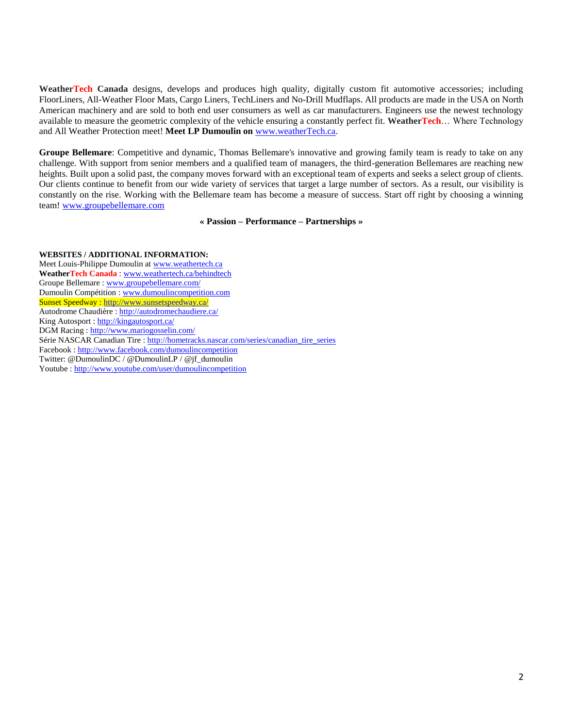**WeatherTech Canada** designs, develops and produces high quality, digitally custom fit automotive accessories; including FloorLiners, All-Weather Floor Mats, Cargo Liners, TechLiners and No-Drill Mudflaps. All products are made in the USA on North American machinery and are sold to both end user consumers as well as car manufacturers. Engineers use the newest technology available to measure the geometric complexity of the vehicle ensuring a constantly perfect fit. **WeatherTech**… Where Technology and All Weather Protection meet! **Meet LP Dumoulin on** www.weatherTech.ca.

**Groupe Bellemare**: Competitive and dynamic, Thomas Bellemare's innovative and growing family team is ready to take on any challenge. With support from senior members and a qualified team of managers, the third-generation Bellemares are reaching new heights. Built upon a solid past, the company moves forward with an exceptional team of experts and seeks a select group of clients. Our clients continue to benefit from our wide variety of services that target a large number of sectors. As a result, our visibility is constantly on the rise. Working with the Bellemare team has become a measure of success. Start off right by choosing a winning team! www.groupebellemare.com

**« Passion – Performance – Partnerships »**

**WEBSITES / ADDITIONAL INFORMATION:**
Meet Louis-Philippe Dumoulin at www.weathertech.ca
**WeatherTech Canada** : www.weathertech.ca/behindtech
Groupe Bellemare : www.groupebellemare.com/
Dumoulin Compétition : www.dumoulincompetition.com
Sunset Speedway : http://www.sunsetspeedway.ca/
Autodrome Chaudière : http://autodromechaudiere.ca/
King Autosport : http://kingautosport.ca/
DGM Racing : http://www.mariogosselin.com/
Série NASCAR Canadian Tire : http://hometracks.nascar.com/series/canadian_tire_series
Facebook : http://www.facebook.com/dumoulincompetition
Twitter: @DumoulinDC / @DumoulinLP / @jf_dumoulin
Youtube : http://www.youtube.com/user/dumoulincompetition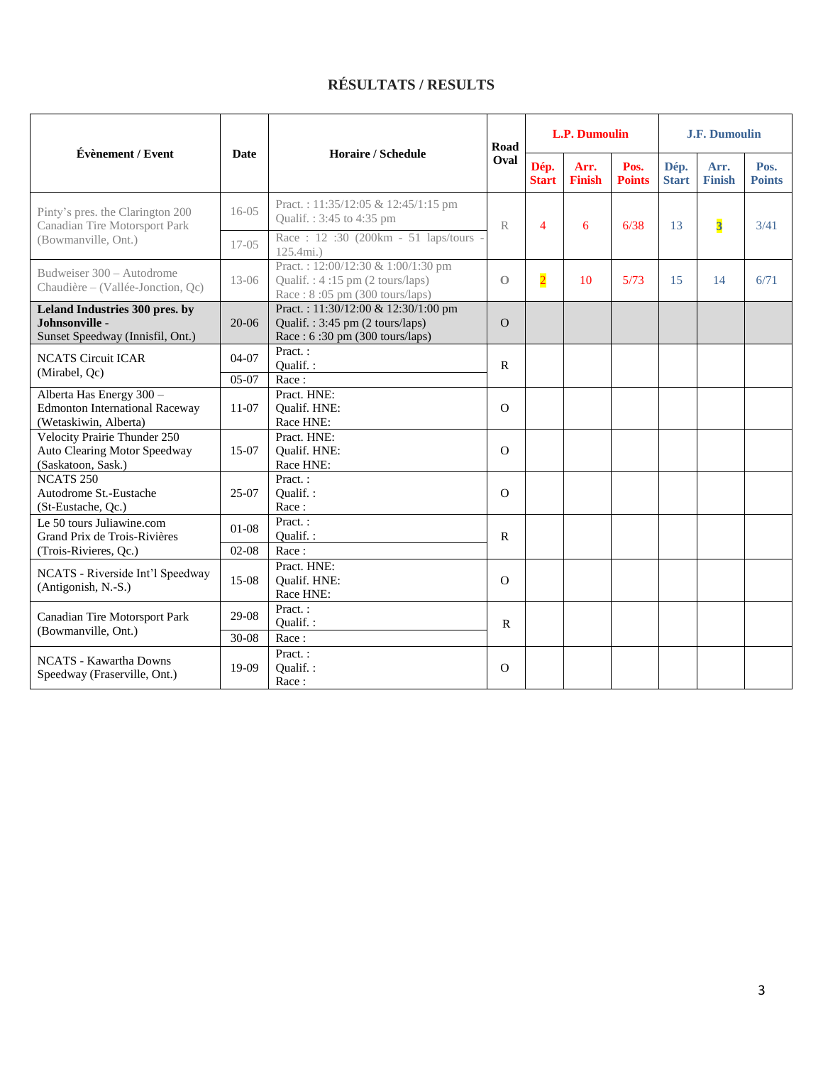# RÉSULTATS / RESULTS

| Évènement / Event | Date | Horaire / Schedule | Road Oval | L.P. Dumoulin | | | J.F. Dumoulin | | |
|---|---|---|---|---|---|---|---|---|---|
| | | | | Dép. Start | Arr. Finish | Pos. Points | Dép. Start | Arr. Finish | Pos. Points |
| Pinty's pres. the Clarington 200 Canadian Tire Motorsport Park (Bowmanville, Ont.) | 16-05 | Pract. : 11:35/12:05 & 12:45/1:15 pm Qualif. : 3:45 to 4:35 pm | R | 4 | 6 | 6/38 | 13 | 3 | 3/41 |
| | 17-05 | Race : 12 :30 (200km - 51 laps/tours - 125.4mi.) | | | | | | | |
| Budweiser 300 – Autodrome Chaudière – (Vallée-Jonction, Qc) | 13-06 | Pract. : 12:00/12:30 & 1:00/1:30 pm Qualif. : 4 :15 pm (2 tours/laps) Race : 8 :05 pm (300 tours/laps) | O | 2 | 10 | 5/73 | 15 | 14 | 6/71 |
| **Leland Industries 300 pres. by Johnsonville -** Sunset Speedway (Innisfil, Ont.) | 20-06 | Pract. : 11:30/12:00 & 12:30/1:00 pm Qualif. : 3:45 pm (2 tours/laps) Race : 6 :30 pm (300 tours/laps) | O | | | | | | |
| NCATS Circuit ICAR (Mirabel, Qc) | 04-07 | Pract. : Qualif. : | R | | | | | | |
| | 05-07 | Race : | | | | | | | |
| Alberta Has Energy 300 – Edmonton International Raceway (Wetaskiwin, Alberta) | 11-07 | Pract. HNE: Qualif. HNE: Race HNE: | O | | | | | | |
| Velocity Prairie Thunder 250 Auto Clearing Motor Speedway (Saskatoon, Sask.) | 15-07 | Pract. HNE: Qualif. HNE: Race HNE: | O | | | | | | |
| NCATS 250 Autodrome St.-Eustache (St-Eustache, Qc.) | 25-07 | Pract. : Qualif. : Race : | O | | | | | | |
| Le 50 tours Juliawine.com Grand Prix de Trois-Rivières (Trois-Rivieres, Qc.) | 01-08 | Pract. : Qualif. : | R | | | | | | |
| | 02-08 | Race : | | | | | | | |
| NCATS - Riverside Int'l Speedway (Antigonish, N.-S.) | 15-08 | Pract. HNE: Qualif. HNE: Race HNE: | O | | | | | | |
| Canadian Tire Motorsport Park (Bowmanville, Ont.) | 29-08 | Pract. : Qualif. : | R | | | | | | |
| | 30-08 | Race : | | | | | | | |
| NCATS - Kawartha Downs Speedway (Fraserville, Ont.) | 19-09 | Pract. : Qualif. : Race : | O | | | | | | |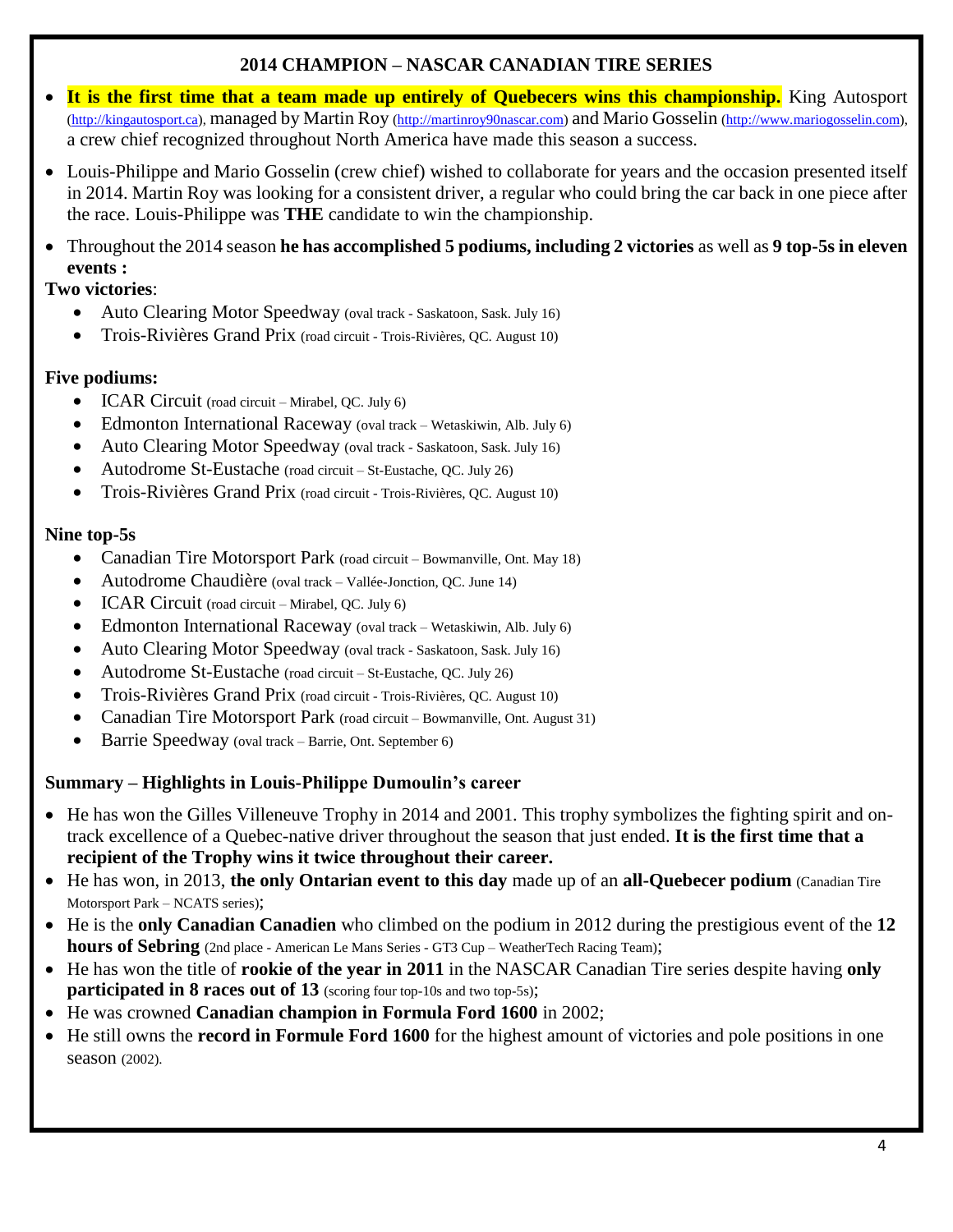## 2014 CHAMPION – NASCAR CANADIAN TIRE SERIES

- **It is the first time that a team made up entirely of Quebecers wins this championship.** King Autosport (http://kingautosport.ca), managed by Martin Roy (http://martinroy90nascar.com) and Mario Gosselin (http://www.mariogosselin.com), a crew chief recognized throughout North America have made this season a success.
- Louis-Philippe and Mario Gosselin (crew chief) wished to collaborate for years and the occasion presented itself in 2014. Martin Roy was looking for a consistent driver, a regular who could bring the car back in one piece after the race. Louis-Philippe was **THE** candidate to win the championship.
- Throughout the 2014 season **he has accomplished 5 podiums, including 2 victories** as well as **9 top-5s in eleven events :**

**Two victories**:

- Auto Clearing Motor Speedway (oval track - Saskatoon, Sask. July 16)
- Trois-Rivières Grand Prix (road circuit - Trois-Rivières, QC. August 10)

**Five podiums:**

- ICAR Circuit (road circuit – Mirabel, QC. July 6)
- Edmonton International Raceway (oval track – Wetaskiwin, Alb. July 6)
- Auto Clearing Motor Speedway (oval track - Saskatoon, Sask. July 16)
- Autodrome St-Eustache (road circuit – St-Eustache, QC. July 26)
- Trois-Rivières Grand Prix (road circuit - Trois-Rivières, QC. August 10)

**Nine top-5s**

- Canadian Tire Motorsport Park (road circuit – Bowmanville, Ont. May 18)
- Autodrome Chaudière (oval track – Vallée-Jonction, QC. June 14)
- ICAR Circuit (road circuit – Mirabel, QC. July 6)
- Edmonton International Raceway (oval track – Wetaskiwin, Alb. July 6)
- Auto Clearing Motor Speedway (oval track - Saskatoon, Sask. July 16)
- Autodrome St-Eustache (road circuit – St-Eustache, QC. July 26)
- Trois-Rivières Grand Prix (road circuit - Trois-Rivières, QC. August 10)
- Canadian Tire Motorsport Park (road circuit – Bowmanville, Ont. August 31)
- Barrie Speedway (oval track – Barrie, Ont. September 6)

### Summary – Highlights in Louis-Philippe Dumoulin's career

- He has won the Gilles Villeneuve Trophy in 2014 and 2001. This trophy symbolizes the fighting spirit and on-track excellence of a Quebec-native driver throughout the season that just ended. **It is the first time that a recipient of the Trophy wins it twice throughout their career.**
- He has won, in 2013, **the only Ontarian event to this day** made up of an **all-Quebecer podium** (Canadian Tire Motorsport Park – NCATS series);
- He is the **only Canadian Canadien** who climbed on the podium in 2012 during the prestigious event of the **12 hours of Sebring** (2nd place - American Le Mans Series - GT3 Cup – WeatherTech Racing Team);
- He has won the title of **rookie of the year in 2011** in the NASCAR Canadian Tire series despite having **only participated in 8 races out of 13** (scoring four top-10s and two top-5s);
- He was crowned **Canadian champion in Formula Ford 1600** in 2002;
- He still owns the **record in Formule Ford 1600** for the highest amount of victories and pole positions in one season (2002).